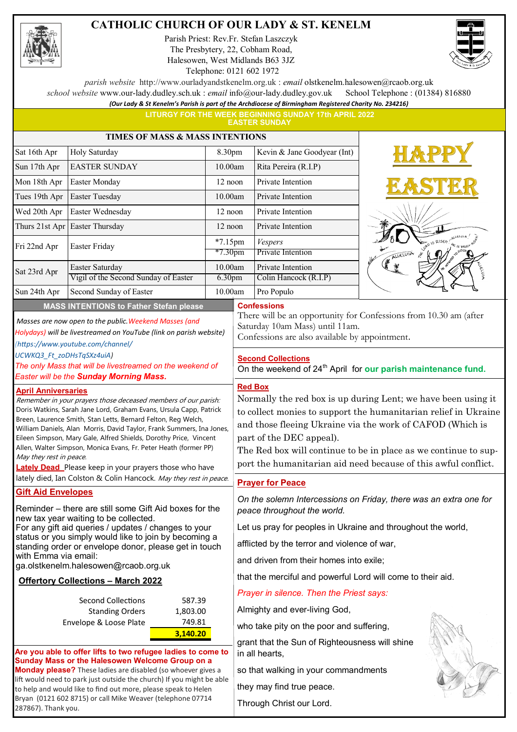# CATHOLIC CHURCH OF OUR LADY & ST. KENELM

Parish Priest: Rev.Fr. Stefan Laszczyk
The Presbytery, 22, Cobham Road,
Halesowen, West Midlands B63 3JZ
Telephone: 0121 602 1972

*parish website* http://www.ourladyandstkenelm.org.uk : *email* olstkenelm.halesowen@rcaob.org.uk
*school website* www.our-lady.dudley.sch.uk : *email* info@our-lady.dudley.gov.uk School Telephone : (01384) 816880

***(Our Lady & St Kenelm's Parish is part of the Archdiocese of Birmingham Registered Charity No. 234216)***

**LITURGY FOR THE WEEK BEGINNING SUNDAY 17th APRIL 2022**
**EASTER SUNDAY**

## TIMES OF MASS & MASS INTENTIONS

| Date | Day | Time | Intention |
|---|---|---|---|
| Sat 16th Apr | Holy Saturday | 8.30pm | Kevin & Jane Goodyear (Int) |
| Sun 17th Apr | EASTER SUNDAY | 10.00am | Rita Pereira (R.I.P) |
| Mon 18th Apr | Easter Monday | 12 noon | Private Intention |
| Tues 19th Apr | Easter Tuesday | 10.00am | Private Intention |
| Wed 20th Apr | Easter Wednesday | 12 noon | Private Intention |
| Thurs 21st Apr | Easter Thursday | 12 noon | Private Intention |
| Fri 22nd Apr | Easter Friday | *7.15pm | *Vespers* |
| | | *7.30pm | Private Intention |
| Sat 23rd Apr | Easter Saturday | 10.00am | Private Intention |
| | Vigil of the Second Sunday of Easter | 6.30pm | Colin Hancock (R.I.P) |
| Sun 24th Apr | Second Sunday of Easter | 10.00am | Pro Populo |

**HAPPY EASTER**

### MASS INTENTIONS to Father Stefan please

*Masses are now open to the public. Weekend Masses (and Holydays) will be livestreamed on YouTube (link on parish website) (https://www.youtube.com/channel/UCWKQ3_Ft_zoDHsTqSXz4uiA)*

*The only Mass that will be livestreamed on the weekend of Easter will be the* ***Sunday Morning Mass.***

### April Anniversaries

*Remember in your prayers those deceased members of our parish:* Doris Watkins, Sarah Jane Lord, Graham Evans, Ursula Capp, Patrick Breen, Laurence Smith, Stan Letts, Bernard Felton, Reg Welch, William Daniels, Alan Morris, David Taylor, Frank Summers, Ina Jones, Eileen Simpson, Mary Gale, Alfred Shields, Dorothy Price, Vincent Allen, Walter Simpson, Monica Evans, Fr. Peter Heath (former PP) *May they rest in peace.*

**Lately Dead** Please keep in your prayers those who have lately died, Ian Colston & Colin Hancock. *May they rest in peace.*

### Gift Aid Envelopes

Reminder – there are still some Gift Aid boxes for the new tax year waiting to be collected.
For any gift aid queries / updates / changes to your status or you simply would like to join by becoming a standing order or envelope donor, please get in touch with Emma via email:
ga.olstkenelm.halesowen@rcaob.org.uk

### Offertory Collections – March 2022

| | |
|---|---|
| Second Collections | 587.39 |
| Standing Orders | 1,803.00 |
| Envelope & Loose Plate | 749.81 |
| | **3,140.20** |

**Are you able to offer lifts to two refugee ladies to come to Sunday Mass or the Halesowen Welcome Group on a Monday please?** These ladies are disabled (so whoever gives a lift would need to park just outside the church) If you might be able to help and would like to find out more, please speak to Helen Bryan (0121 602 8715) or call Mike Weaver (telephone 07714 287867). Thank you.

### Confessions

There will be an opportunity for Confessions from 10.30 am (after Saturday 10am Mass) until 11am.
Confessions are also available by appointment.

### Second Collections

On the weekend of 24th April for **our parish maintenance fund.**

### Red Box

Normally the red box is up during Lent; we have been using it to collect monies to support the humanitarian relief in Ukraine and those fleeing Ukraine via the work of CAFOD (Which is part of the DEC appeal).
The Red box will continue to be in place as we continue to support the humanitarian aid need because of this awful conflict.

### Prayer for Peace

*On the solemn Intercessions on Friday, there was an extra one for peace throughout the world.*

Let us pray for peoples in Ukraine and throughout the world,

afflicted by the terror and violence of war,

and driven from their homes into exile;

that the merciful and powerful Lord will come to their aid.

*Prayer in silence. Then the Priest says:*

Almighty and ever-living God,

who take pity on the poor and suffering,

grant that the Sun of Righteousness will shine in all hearts,

so that walking in your commandments

they may find true peace.

Through Christ our Lord.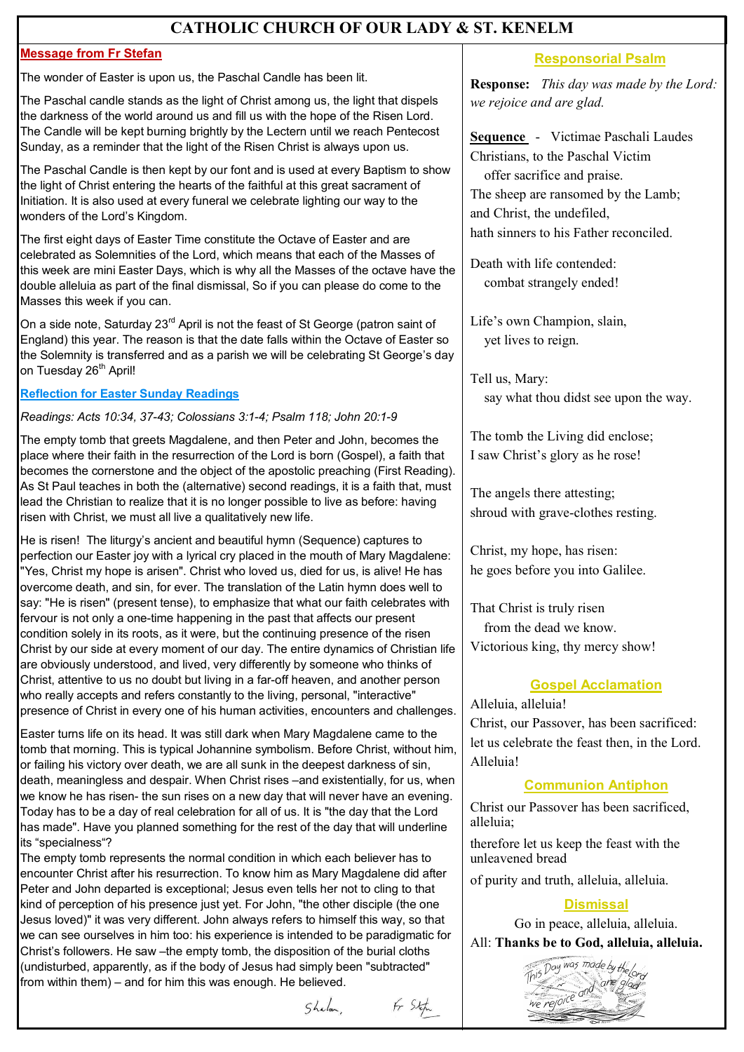# CATHOLIC CHURCH OF OUR LADY & ST. KENELM

## Message from Fr Stefan

The wonder of Easter is upon us, the Paschal Candle has been lit.

The Paschal candle stands as the light of Christ among us, the light that dispels the darkness of the world around us and fill us with the hope of the Risen Lord. The Candle will be kept burning brightly by the Lectern until we reach Pentecost Sunday, as a reminder that the light of the Risen Christ is always upon us.

The Paschal Candle is then kept by our font and is used at every Baptism to show the light of Christ entering the hearts of the faithful at this great sacrament of Initiation. It is also used at every funeral we celebrate lighting our way to the wonders of the Lord's Kingdom.

The first eight days of Easter Time constitute the Octave of Easter and are celebrated as Solemnities of the Lord, which means that each of the Masses of this week are mini Easter Days, which is why all the Masses of the octave have the double alleluia as part of the final dismissal, So if you can please do come to the Masses this week if you can.

On a side note, Saturday 23rd April is not the feast of St George (patron saint of England) this year. The reason is that the date falls within the Octave of Easter so the Solemnity is transferred and as a parish we will be celebrating St George's day on Tuesday 26th April!

## Reflection for Easter Sunday Readings

*Readings: Acts 10:34, 37-43; Colossians 3:1-4; Psalm 118; John 20:1-9*

The empty tomb that greets Magdalene, and then Peter and John, becomes the place where their faith in the resurrection of the Lord is born (Gospel), a faith that becomes the cornerstone and the object of the apostolic preaching (First Reading). As St Paul teaches in both the (alternative) second readings, it is a faith that, must lead the Christian to realize that it is no longer possible to live as before: having risen with Christ, we must all live a qualitatively new life.

He is risen! The liturgy's ancient and beautiful hymn (Sequence) captures to perfection our Easter joy with a lyrical cry placed in the mouth of Mary Magdalene: "Yes, Christ my hope is arisen". Christ who loved us, died for us, is alive! He has overcome death, and sin, for ever. The translation of the Latin hymn does well to say: "He is risen" (present tense), to emphasize that what our faith celebrates with fervour is not only a one-time happening in the past that affects our present condition solely in its roots, as it were, but the continuing presence of the risen Christ by our side at every moment of our day. The entire dynamics of Christian life are obviously understood, and lived, very differently by someone who thinks of Christ, attentive to us no doubt but living in a far-off heaven, and another person who really accepts and refers constantly to the living, personal, "interactive" presence of Christ in every one of his human activities, encounters and challenges.

Easter turns life on its head. It was still dark when Mary Magdalene came to the tomb that morning. This is typical Johannine symbolism. Before Christ, without him, or failing his victory over death, we are all sunk in the deepest darkness of sin, death, meaningless and despair. When Christ rises –and existentially, for us, when we know he has risen- the sun rises on a new day that will never have an evening. Today has to be a day of real celebration for all of us. It is "the day that the Lord has made". Have you planned something for the rest of the day that will underline its "specialness"?

The empty tomb represents the normal condition in which each believer has to encounter Christ after his resurrection. To know him as Mary Magdalene did after Peter and John departed is exceptional; Jesus even tells her not to cling to that kind of perception of his presence just yet. For John, "the other disciple (the one Jesus loved)" it was very different. John always refers to himself this way, so that we can see ourselves in him too: his experience is intended to be paradigmatic for Christ's followers. He saw –the empty tomb, the disposition of the burial cloths (undisturbed, apparently, as if the body of Jesus had simply been "subtracted" from within them) – and for him this was enough. He believed.

Shalom, Fr Stefan

## Responsorial Psalm

**Response:** *This day was made by the Lord: we rejoice and are glad.*

**Sequence** - Victimae Paschali Laudes

Christians, to the Paschal Victim
offer sacrifice and praise.
The sheep are ransomed by the Lamb;
and Christ, the undefiled,
hath sinners to his Father reconciled.

Death with life contended:
combat strangely ended!

Life's own Champion, slain,
yet lives to reign.

Tell us, Mary:
say what thou didst see upon the way.

The tomb the Living did enclose;
I saw Christ's glory as he rose!

The angels there attesting;
shroud with grave-clothes resting.

Christ, my hope, has risen:
he goes before you into Galilee.

That Christ is truly risen
from the dead we know.
Victorious king, thy mercy show!

## Gospel Acclamation

Alleluia, alleluia!
Christ, our Passover, has been sacrificed:
let us celebrate the feast then, in the Lord.
Alleluia!

## Communion Antiphon

Christ our Passover has been sacrificed, alleluia;

therefore let us keep the feast with the unleavened bread

of purity and truth, alleluia, alleluia.

## Dismissal

Go in peace, alleluia, alleluia.
All: **Thanks be to God, alleluia, alleluia.**

This Day was made by the Lord and we rejoice and are glad